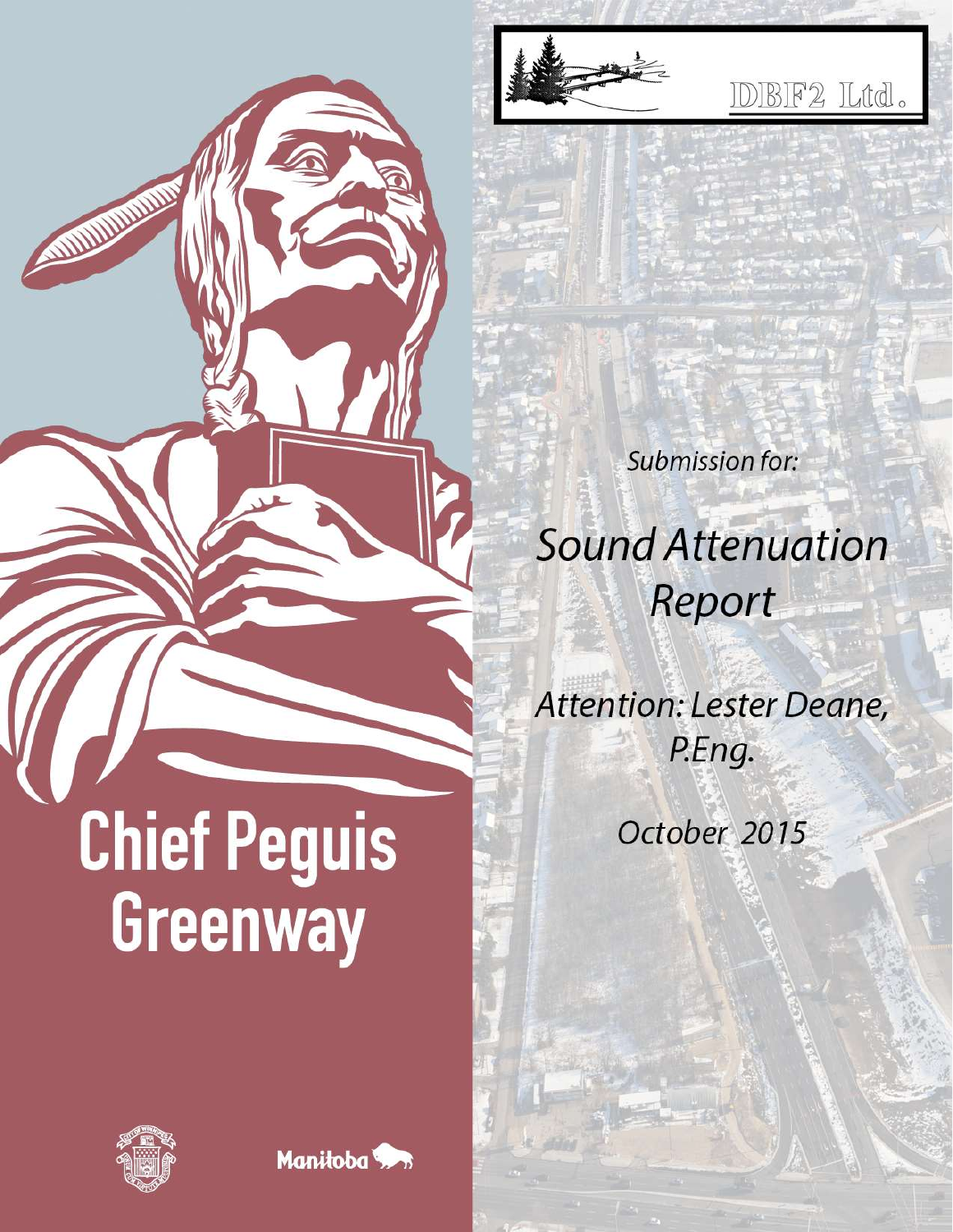DBF2 Ltd.

# Chief Peguis Greenway

*Submission for:*

# *Sound Attenuation Report*

*Attention: Lester Deane, P.Eng.*

*October 2015*

Manitoba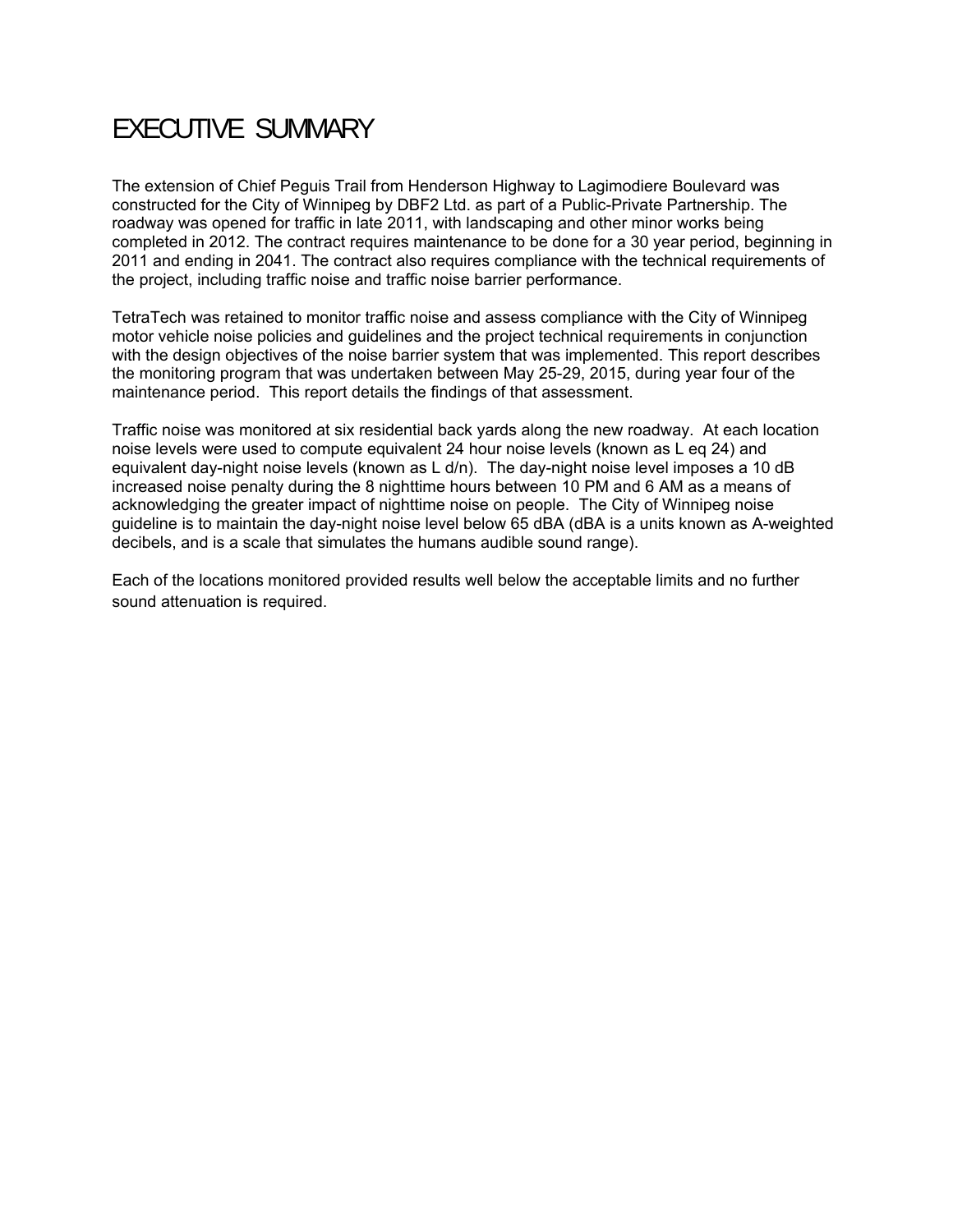# EXECUTIVE SUMMARY

The extension of Chief Peguis Trail from Henderson Highway to Lagimodiere Boulevard was constructed for the City of Winnipeg by DBF2 Ltd. as part of a Public-Private Partnership. The roadway was opened for traffic in late 2011, with landscaping and other minor works being completed in 2012. The contract requires maintenance to be done for a 30 year period, beginning in 2011 and ending in 2041. The contract also requires compliance with the technical requirements of the project, including traffic noise and traffic noise barrier performance.

TetraTech was retained to monitor traffic noise and assess compliance with the City of Winnipeg motor vehicle noise policies and guidelines and the project technical requirements in conjunction with the design objectives of the noise barrier system that was implemented. This report describes the monitoring program that was undertaken between May 25-29, 2015, during year four of the maintenance period. This report details the findings of that assessment.

Traffic noise was monitored at six residential back yards along the new roadway. At each location noise levels were used to compute equivalent 24 hour noise levels (known as L eq 24) and equivalent day-night noise levels (known as L d/n). The day-night noise level imposes a 10 dB increased noise penalty during the 8 nighttime hours between 10 PM and 6 AM as a means of acknowledging the greater impact of nighttime noise on people. The City of Winnipeg noise guideline is to maintain the day-night noise level below 65 dBA (dBA is a units known as A-weighted decibels, and is a scale that simulates the humans audible sound range).

Each of the locations monitored provided results well below the acceptable limits and no further sound attenuation is required.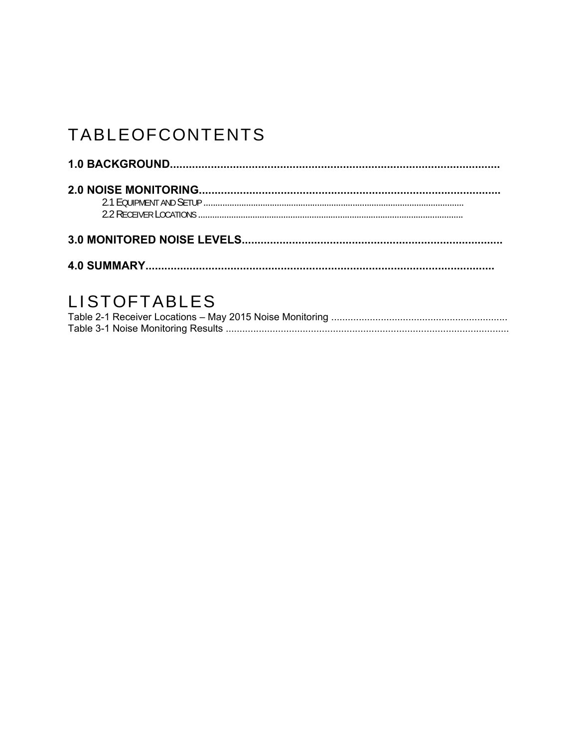# TABLEOFCONTENTS

**1.0 BACKGROUND.........................................................................................................**

**2.0 NOISE MONITORING................................................................................................**

2.1 EQUIPMENT AND SETUP ............................................................................................................

2.2 RECEIVER LOCATIONS ..............................................................................................................

**3.0 MONITORED NOISE LEVELS..................................................................................**

**4.0 SUMMARY..............................................................................................................**

# LISTOFTABLES

Table 2-1 Receiver Locations – May 2015 Noise Monitoring ................................................................

Table 3-1 Noise Monitoring Results .......................................................................................................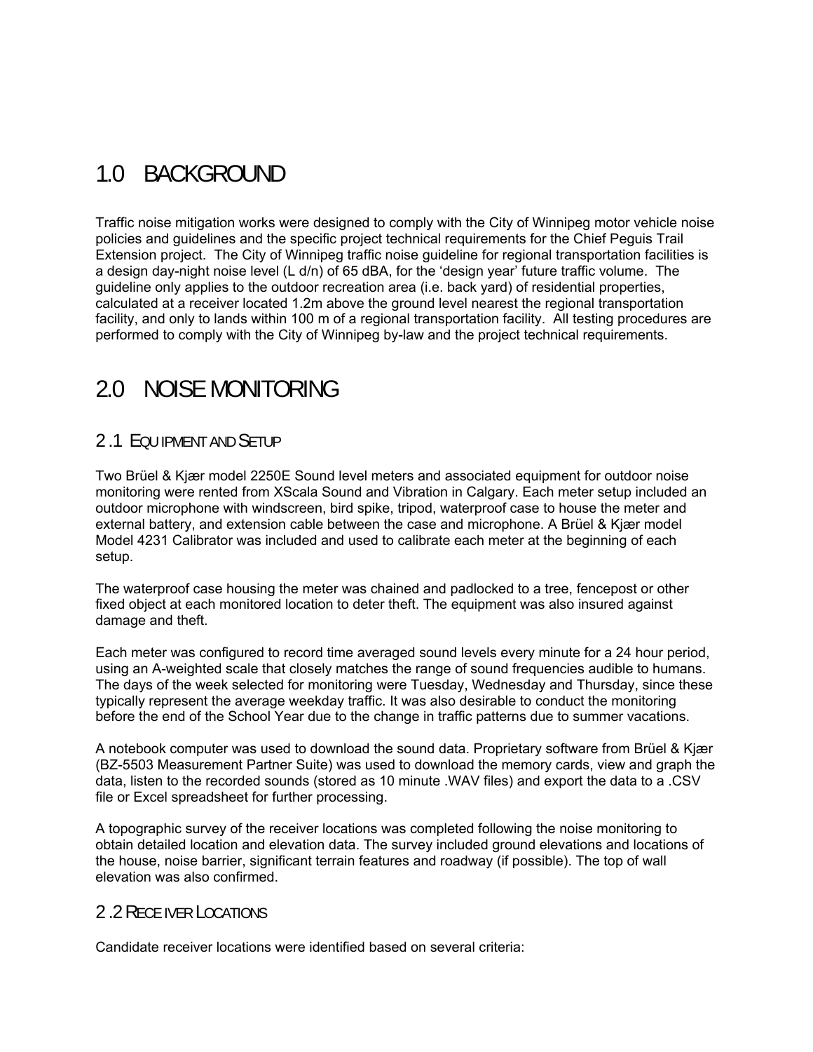# 1.0 BACKGROUND

Traffic noise mitigation works were designed to comply with the City of Winnipeg motor vehicle noise policies and guidelines and the specific project technical requirements for the Chief Peguis Trail Extension project. The City of Winnipeg traffic noise guideline for regional transportation facilities is a design day-night noise level (L d/n) of 65 dBA, for the 'design year' future traffic volume. The guideline only applies to the outdoor recreation area (i.e. back yard) of residential properties, calculated at a receiver located 1.2m above the ground level nearest the regional transportation facility, and only to lands within 100 m of a regional transportation facility. All testing procedures are performed to comply with the City of Winnipeg by-law and the project technical requirements.

# 2.0 NOISE MONITORING

## 2.1 EQUIPMENT AND SETUP

Two Brüel & Kjær model 2250E Sound level meters and associated equipment for outdoor noise monitoring were rented from XScala Sound and Vibration in Calgary. Each meter setup included an outdoor microphone with windscreen, bird spike, tripod, waterproof case to house the meter and external battery, and extension cable between the case and microphone. A Brüel & Kjær model Model 4231 Calibrator was included and used to calibrate each meter at the beginning of each setup.

The waterproof case housing the meter was chained and padlocked to a tree, fencepost or other fixed object at each monitored location to deter theft. The equipment was also insured against damage and theft.

Each meter was configured to record time averaged sound levels every minute for a 24 hour period, using an A-weighted scale that closely matches the range of sound frequencies audible to humans. The days of the week selected for monitoring were Tuesday, Wednesday and Thursday, since these typically represent the average weekday traffic. It was also desirable to conduct the monitoring before the end of the School Year due to the change in traffic patterns due to summer vacations.

A notebook computer was used to download the sound data. Proprietary software from Brüel & Kjær (BZ-5503 Measurement Partner Suite) was used to download the memory cards, view and graph the data, listen to the recorded sounds (stored as 10 minute .WAV files) and export the data to a .CSV file or Excel spreadsheet for further processing.

A topographic survey of the receiver locations was completed following the noise monitoring to obtain detailed location and elevation data. The survey included ground elevations and locations of the house, noise barrier, significant terrain features and roadway (if possible). The top of wall elevation was also confirmed.

## 2.2 RECEIVER LOCATIONS

Candidate receiver locations were identified based on several criteria: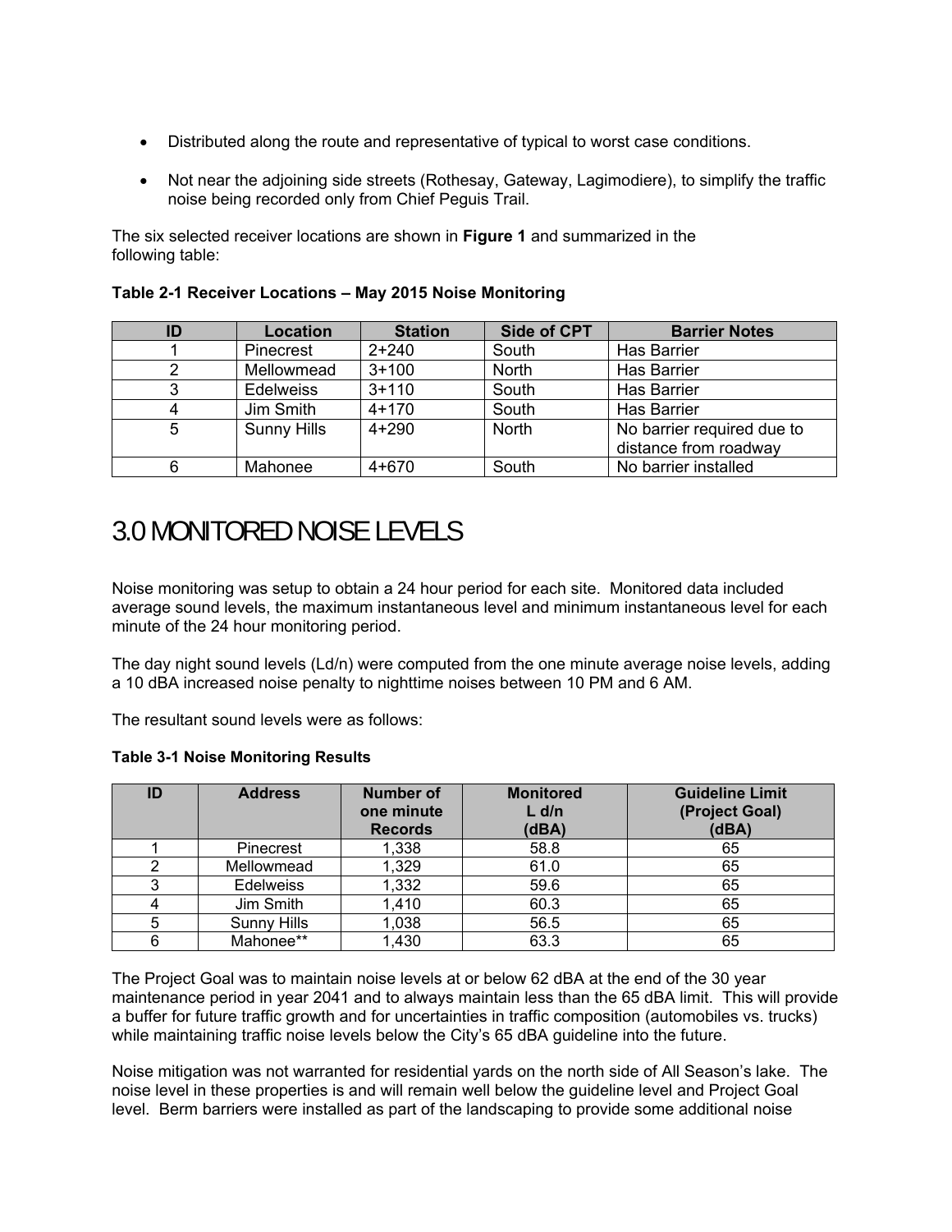- Distributed along the route and representative of typical to worst case conditions.

- Not near the adjoining side streets (Rothesay, Gateway, Lagimodiere), to simplify the traffic noise being recorded only from Chief Peguis Trail.

The six selected receiver locations are shown in **Figure 1** and summarized in the following table:

**Table 2-1 Receiver Locations – May 2015 Noise Monitoring**

| ID | Location | Station | Side of CPT | Barrier Notes |
|---|---|---|---|---|
| 1 | Pinecrest | 2+240 | South | Has Barrier |
| 2 | Mellowmead | 3+100 | North | Has Barrier |
| 3 | Edelweiss | 3+110 | South | Has Barrier |
| 4 | Jim Smith | 4+170 | South | Has Barrier |
| 5 | Sunny Hills | 4+290 | North | No barrier required due to distance from roadway |
| 6 | Mahonee | 4+670 | South | No barrier installed |

# 3.0 MONITORED NOISE LEVELS

Noise monitoring was setup to obtain a 24 hour period for each site. Monitored data included average sound levels, the maximum instantaneous level and minimum instantaneous level for each minute of the 24 hour monitoring period.

The day night sound levels (Ld/n) were computed from the one minute average noise levels, adding a 10 dBA increased noise penalty to nighttime noises between 10 PM and 6 AM.

The resultant sound levels were as follows:

**Table 3-1 Noise Monitoring Results**

| ID | Address | Number of one minute Records | Monitored L d/n (dBA) | Guideline Limit (Project Goal) (dBA) |
|---|---|---|---|---|
| 1 | Pinecrest | 1,338 | 58.8 | 65 |
| 2 | Mellowmead | 1,329 | 61.0 | 65 |
| 3 | Edelweiss | 1,332 | 59.6 | 65 |
| 4 | Jim Smith | 1,410 | 60.3 | 65 |
| 5 | Sunny Hills | 1,038 | 56.5 | 65 |
| 6 | Mahonee** | 1,430 | 63.3 | 65 |

The Project Goal was to maintain noise levels at or below 62 dBA at the end of the 30 year maintenance period in year 2041 and to always maintain less than the 65 dBA limit. This will provide a buffer for future traffic growth and for uncertainties in traffic composition (automobiles vs. trucks) while maintaining traffic noise levels below the City's 65 dBA guideline into the future.

Noise mitigation was not warranted for residential yards on the north side of All Season's lake. The noise level in these properties is and will remain well below the guideline level and Project Goal level. Berm barriers were installed as part of the landscaping to provide some additional noise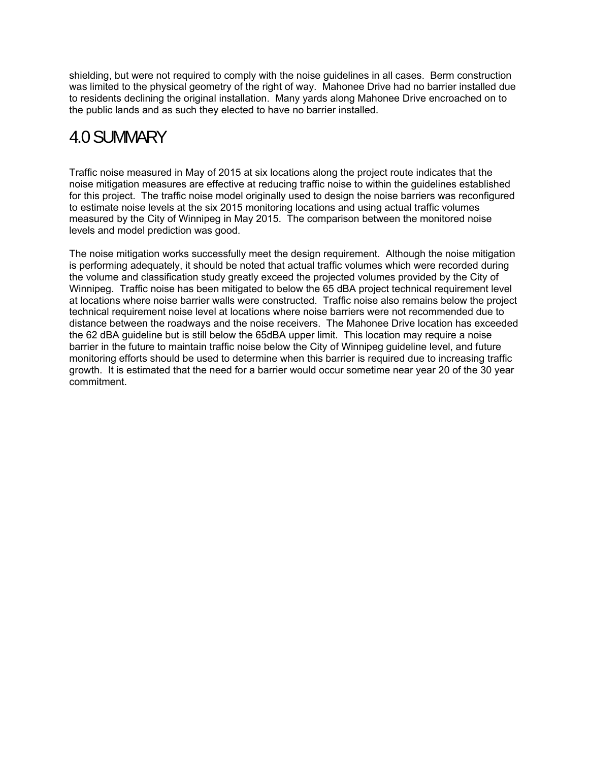shielding, but were not required to comply with the noise guidelines in all cases. Berm construction was limited to the physical geometry of the right of way. Mahonee Drive had no barrier installed due to residents declining the original installation. Many yards along Mahonee Drive encroached on to the public lands and as such they elected to have no barrier installed.

# 4.0 SUMMARY

Traffic noise measured in May of 2015 at six locations along the project route indicates that the noise mitigation measures are effective at reducing traffic noise to within the guidelines established for this project. The traffic noise model originally used to design the noise barriers was reconfigured to estimate noise levels at the six 2015 monitoring locations and using actual traffic volumes measured by the City of Winnipeg in May 2015. The comparison between the monitored noise levels and model prediction was good.

The noise mitigation works successfully meet the design requirement. Although the noise mitigation is performing adequately, it should be noted that actual traffic volumes which were recorded during the volume and classification study greatly exceed the projected volumes provided by the City of Winnipeg. Traffic noise has been mitigated to below the 65 dBA project technical requirement level at locations where noise barrier walls were constructed. Traffic noise also remains below the project technical requirement noise level at locations where noise barriers were not recommended due to distance between the roadways and the noise receivers. The Mahonee Drive location has exceeded the 62 dBA guideline but is still below the 65dBA upper limit. This location may require a noise barrier in the future to maintain traffic noise below the City of Winnipeg guideline level, and future monitoring efforts should be used to determine when this barrier is required due to increasing traffic growth. It is estimated that the need for a barrier would occur sometime near year 20 of the 30 year commitment.